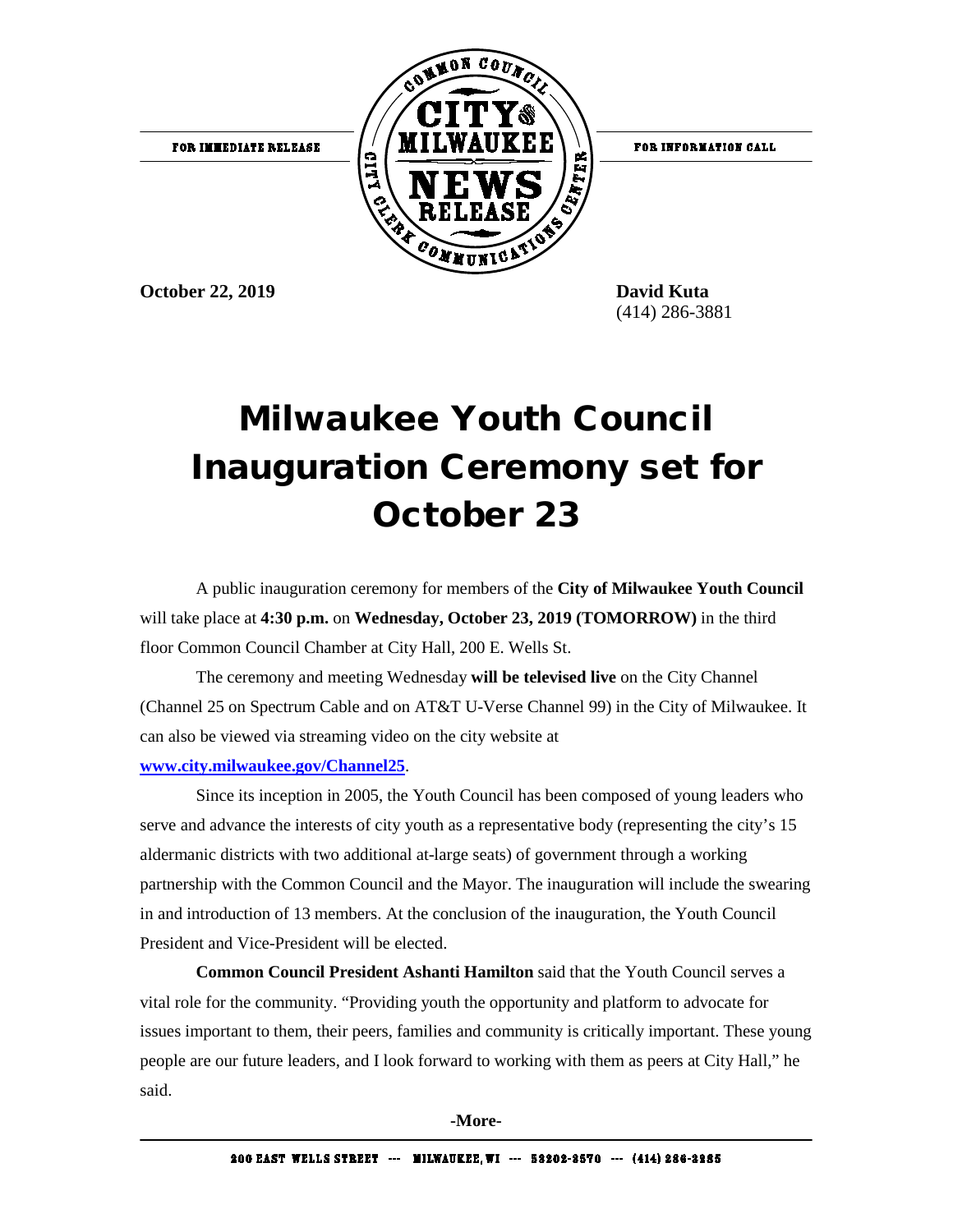FOR IMMEDIATE RELEASE

FOR INFORMATION CALL

**October 22, 2019**

**David Kuta**
(414) 286-3881

# Milwaukee Youth Council Inauguration Ceremony set for October 23

A public inauguration ceremony for members of the **City of Milwaukee Youth Council** will take place at **4:30 p.m.** on **Wednesday, October 23, 2019 (TOMORROW)** in the third floor Common Council Chamber at City Hall, 200 E. Wells St.

The ceremony and meeting Wednesday **will be televised live** on the City Channel (Channel 25 on Spectrum Cable and on AT&T U-Verse Channel 99) in the City of Milwaukee. It can also be viewed via streaming video on the city website at **www.city.milwaukee.gov/Channel25**.

Since its inception in 2005, the Youth Council has been composed of young leaders who serve and advance the interests of city youth as a representative body (representing the city's 15 aldermanic districts with two additional at-large seats) of government through a working partnership with the Common Council and the Mayor. The inauguration will include the swearing in and introduction of 13 members. At the conclusion of the inauguration, the Youth Council President and Vice-President will be elected.

**Common Council President Ashanti Hamilton** said that the Youth Council serves a vital role for the community. "Providing youth the opportunity and platform to advocate for issues important to them, their peers, families and community is critically important. These young people are our future leaders, and I look forward to working with them as peers at City Hall," he said.

**-More-**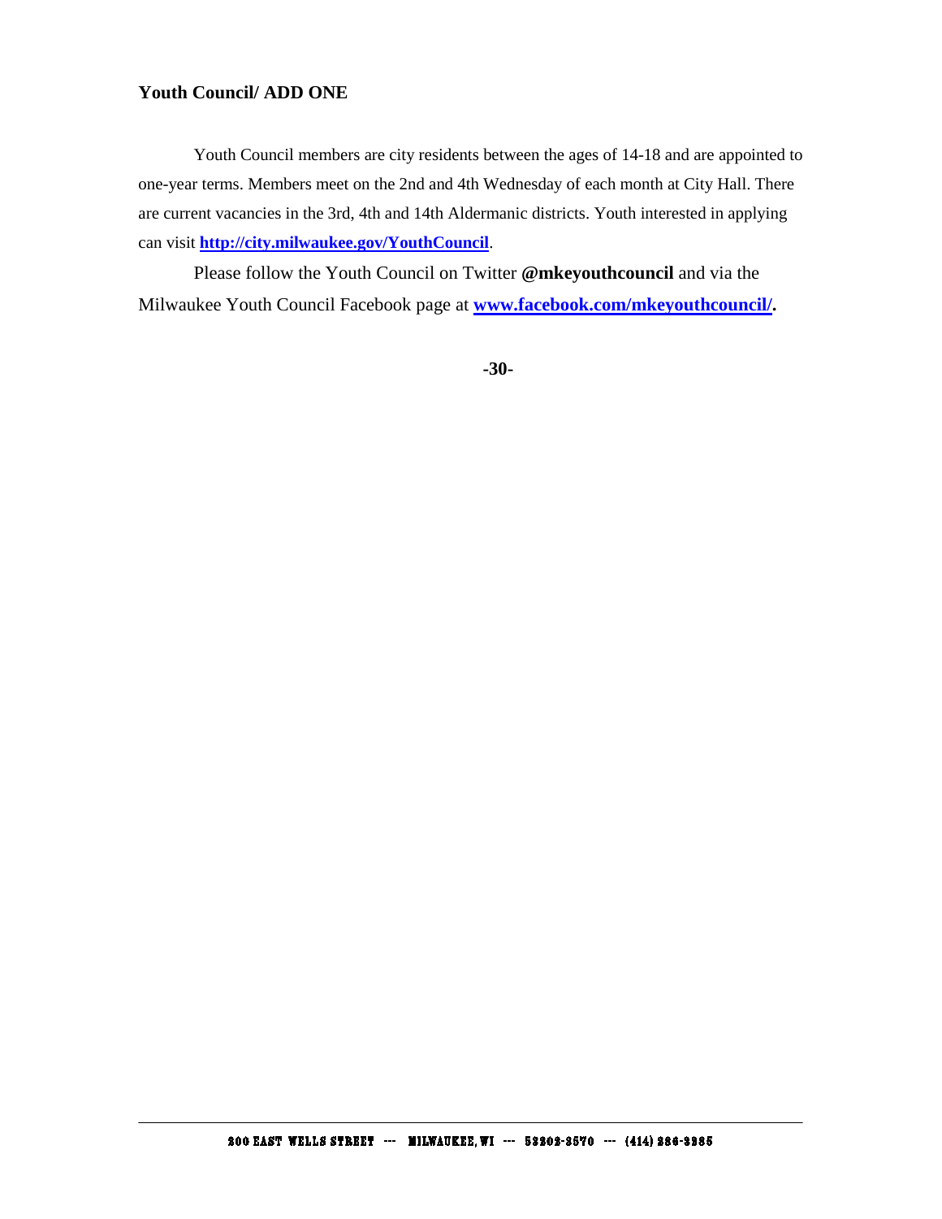**Youth Council/ ADD ONE**

Youth Council members are city residents between the ages of 14-18 and are appointed to one-year terms. Members meet on the 2nd and 4th Wednesday of each month at City Hall. There are current vacancies in the 3rd, 4th and 14th Aldermanic districts. Youth interested in applying can visit **http://city.milwaukee.gov/YouthCouncil**.

Please follow the Youth Council on Twitter **@mkeyouthcouncil** and via the Milwaukee Youth Council Facebook page at **www.facebook.com/mkeyouthcouncil/.**

**-30-**